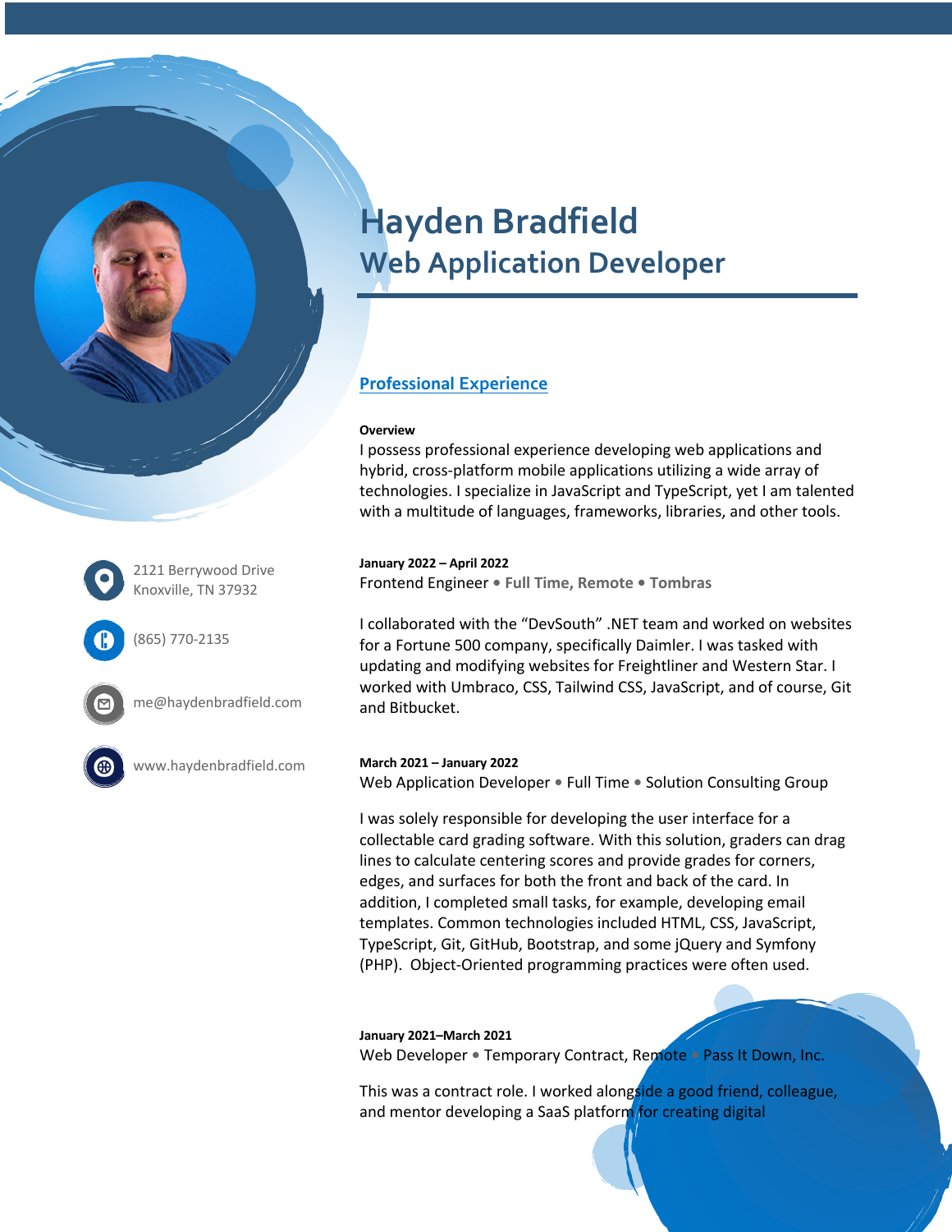# Hayden Bradfield
## Web Application Developer

2121 Berrywood Drive
Knoxville, TN 37932

(865) 770-2135

me@haydenbradfield.com

www.haydenbradfield.com

## Professional Experience

**Overview**

I possess professional experience developing web applications and hybrid, cross-platform mobile applications utilizing a wide array of technologies. I specialize in JavaScript and TypeScript, yet I am talented with a multitude of languages, frameworks, libraries, and other tools.

**January 2022 – April 2022**

Frontend Engineer • **Full Time, Remote • Tombras**

I collaborated with the "DevSouth" .NET team and worked on websites for a Fortune 500 company, specifically Daimler. I was tasked with updating and modifying websites for Freightliner and Western Star. I worked with Umbraco, CSS, Tailwind CSS, JavaScript, and of course, Git and Bitbucket.

**March 2021 – January 2022**

Web Application Developer • Full Time • Solution Consulting Group

I was solely responsible for developing the user interface for a collectable card grading software. With this solution, graders can drag lines to calculate centering scores and provide grades for corners, edges, and surfaces for both the front and back of the card. In addition, I completed small tasks, for example, developing email templates. Common technologies included HTML, CSS, JavaScript, TypeScript, Git, GitHub, Bootstrap, and some jQuery and Symfony (PHP). Object-Oriented programming practices were often used.

**January 2021–March 2021**

Web Developer • Temporary Contract, Remote • Pass It Down, Inc.

This was a contract role. I worked alongside a good friend, colleague, and mentor developing a SaaS platform for creating digital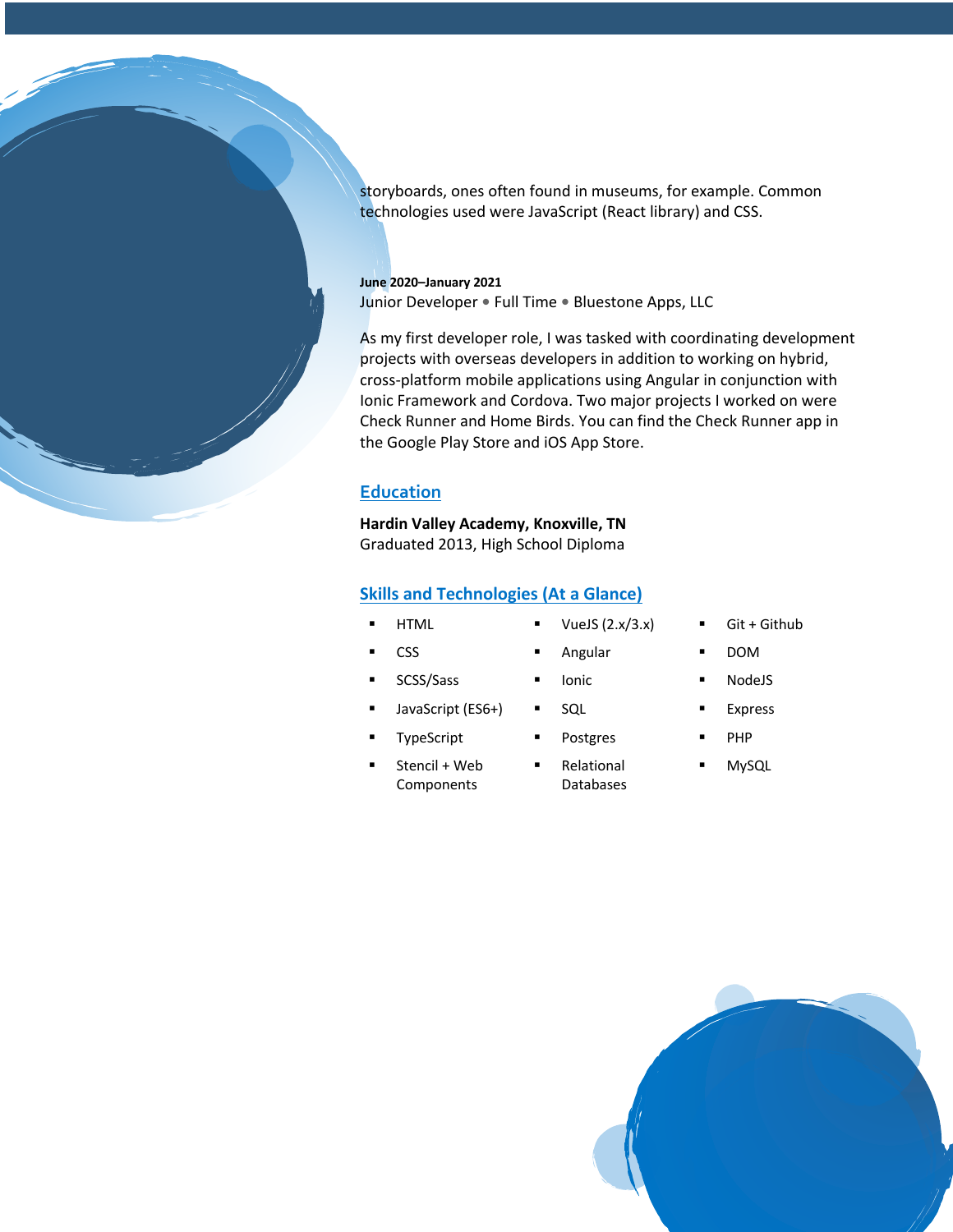storyboards, ones often found in museums, for example. Common technologies used were JavaScript (React library) and CSS.

**June 2020–January 2021**
Junior Developer • Full Time • Bluestone Apps, LLC

As my first developer role, I was tasked with coordinating development projects with overseas developers in addition to working on hybrid, cross-platform mobile applications using Angular in conjunction with Ionic Framework and Cordova. Two major projects I worked on were Check Runner and Home Birds. You can find the Check Runner app in the Google Play Store and iOS App Store.

## Education

**Hardin Valley Academy, Knoxville, TN**
Graduated 2013, High School Diploma

## Skills and Technologies (At a Glance)

- HTML
- CSS
- SCSS/Sass
- JavaScript (ES6+)
- TypeScript
- Stencil + Web Components
- VueJS (2.x/3.x)
- Angular
- Ionic
- SQL
- Postgres
- Relational Databases
- Git + Github
- DOM
- NodeJS
- Express
- PHP
- MySQL